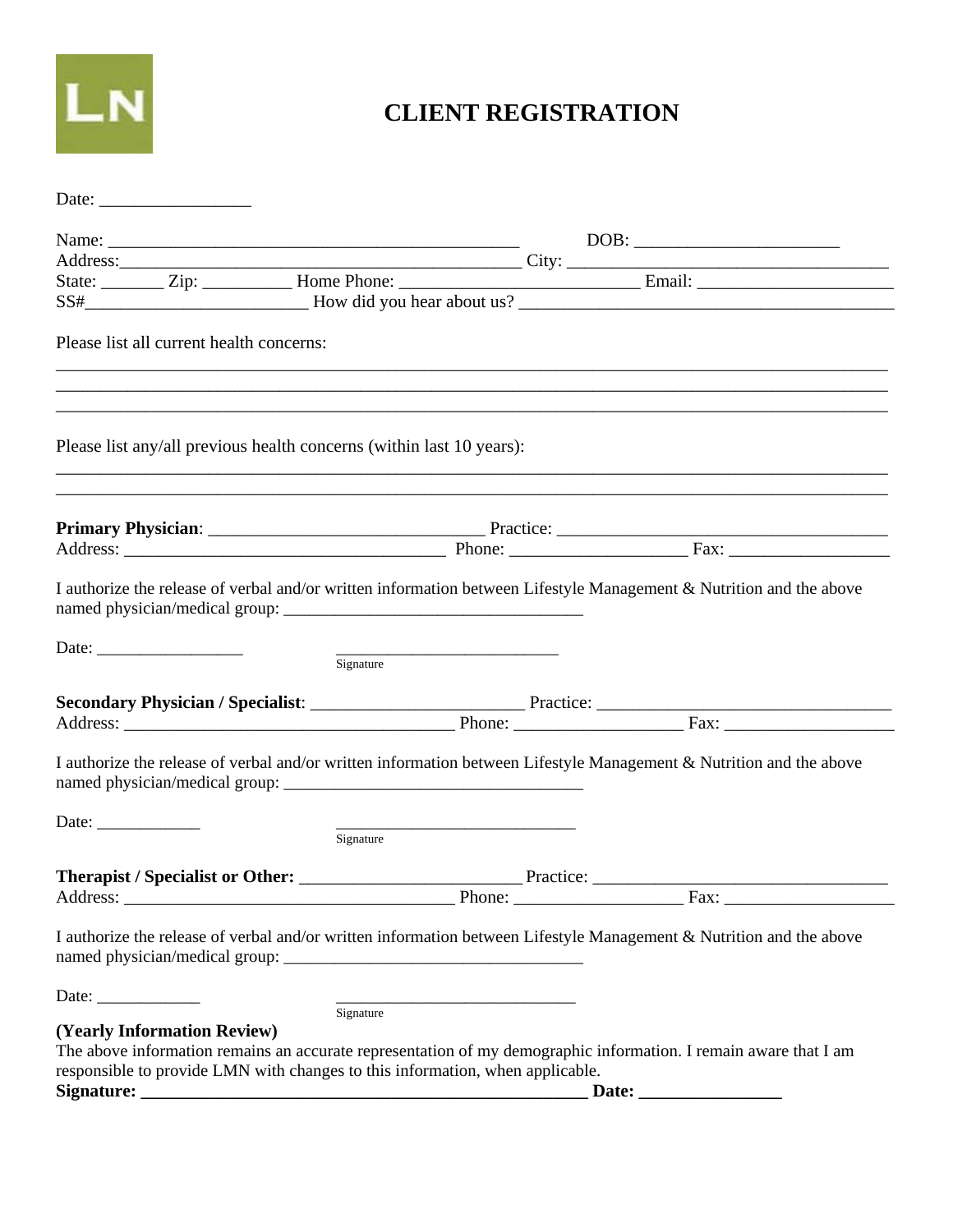LN

# CLIENT REGISTRATION

Date: _________________

Name: _______________________________________________ DOB: _______________________

Address:_____________________________________________ City: ____________________________________

State: _______ Zip: __________ Home Phone: ___________________________ Email: ______________________

SS#_________________________ How did you hear about us? __________________________________________

Please list all current health concerns:

______________________________________________________________________________________________

______________________________________________________________________________________________

______________________________________________________________________________________________

Please list any/all previous health concerns (within last 10 years):

______________________________________________________________________________________________

______________________________________________________________________________________________

**Primary Physician**: _______________________________ Practice: _____________________________________

Address: ____________________________________ Phone: ____________________ Fax: __________________

I authorize the release of verbal and/or written information between Lifestyle Management & Nutrition and the above named physician/medical group: __________________________________

Date: _________________ __________________________
Signature

**Secondary Physician / Specialist**: ________________________ Practice: _________________________________

Address: ______________________________________ Phone: ___________________ Fax: ___________________

I authorize the release of verbal and/or written information between Lifestyle Management & Nutrition and the above named physician/medical group: __________________________________

Date: ____________ ____________________________
Signature

**Therapist / Specialist or Other:** _________________________ Practice: _________________________________

Address: ______________________________________ Phone: ___________________ Fax: ___________________

I authorize the release of verbal and/or written information between Lifestyle Management & Nutrition and the above named physician/medical group: __________________________________

Date: ____________ ____________________________
Signature

**(Yearly Information Review)**

The above information remains an accurate representation of my demographic information. I remain aware that I am responsible to provide LMN with changes to this information, when applicable.

**Signature: ___________________________________________________ Date: ________________**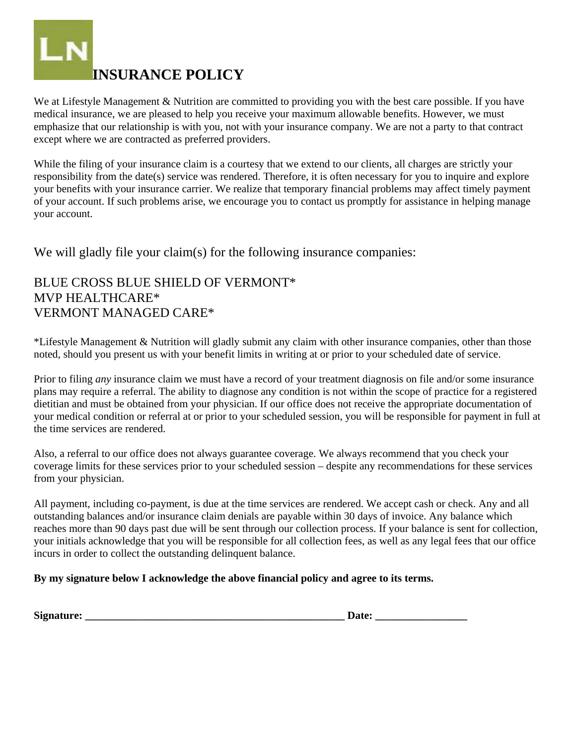LN

# INSURANCE POLICY

We at Lifestyle Management & Nutrition are committed to providing you with the best care possible. If you have medical insurance, we are pleased to help you receive your maximum allowable benefits. However, we must emphasize that our relationship is with you, not with your insurance company. We are not a party to that contract except where we are contracted as preferred providers.

While the filing of your insurance claim is a courtesy that we extend to our clients, all charges are strictly your responsibility from the date(s) service was rendered. Therefore, it is often necessary for you to inquire and explore your benefits with your insurance carrier. We realize that temporary financial problems may affect timely payment of your account. If such problems arise, we encourage you to contact us promptly for assistance in helping manage your account.

We will gladly file your claim(s) for the following insurance companies:

BLUE CROSS BLUE SHIELD OF VERMONT*
MVP HEALTHCARE*
VERMONT MANAGED CARE*

*Lifestyle Management & Nutrition will gladly submit any claim with other insurance companies, other than those noted, should you present us with your benefit limits in writing at or prior to your scheduled date of service.

Prior to filing *any* insurance claim we must have a record of your treatment diagnosis on file and/or some insurance plans may require a referral. The ability to diagnose any condition is not within the scope of practice for a registered dietitian and must be obtained from your physician. If our office does not receive the appropriate documentation of your medical condition or referral at or prior to your scheduled session, you will be responsible for payment in full at the time services are rendered.

Also, a referral to our office does not always guarantee coverage. We always recommend that you check your coverage limits for these services prior to your scheduled session – despite any recommendations for these services from your physician.

All payment, including co-payment, is due at the time services are rendered. We accept cash or check. Any and all outstanding balances and/or insurance claim denials are payable within 30 days of invoice. Any balance which reaches more than 90 days past due will be sent through our collection process. If your balance is sent for collection, your initials acknowledge that you will be responsible for all collection fees, as well as any legal fees that our office incurs in order to collect the outstanding delinquent balance.

**By my signature below I acknowledge the above financial policy and agree to its terms.**

**Signature: _________________________________________________ Date: _________________**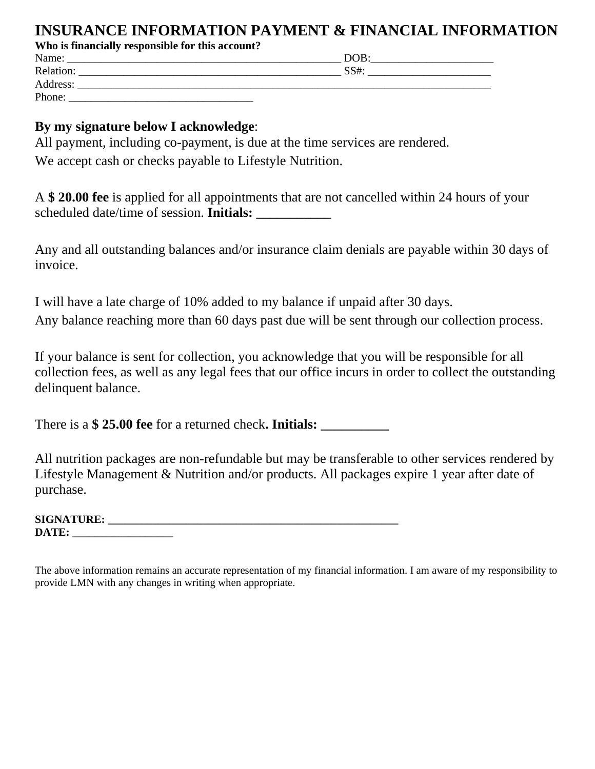# INSURANCE INFORMATION PAYMENT & FINANCIAL INFORMATION

**Who is financially responsible for this account?**

Name: _______________________________________________ DOB:______________________

Relation: ______________________________________________ SS#: ______________________

Address: ___________________________________________________________________________

Phone: _________________________________

**By my signature below I acknowledge**:

All payment, including co-payment, is due at the time services are rendered.

We accept cash or checks payable to Lifestyle Nutrition.

A **$ 20.00 fee** is applied for all appointments that are not cancelled within 24 hours of your scheduled date/time of session. **Initials: ___________**

Any and all outstanding balances and/or insurance claim denials are payable within 30 days of invoice.

I will have a late charge of 10% added to my balance if unpaid after 30 days.

Any balance reaching more than 60 days past due will be sent through our collection process.

If your balance is sent for collection, you acknowledge that you will be responsible for all collection fees, as well as any legal fees that our office incurs in order to collect the outstanding delinquent balance.

There is a **$ 25.00 fee** for a returned check**. Initials: __________**

All nutrition packages are non-refundable but may be transferable to other services rendered by Lifestyle Management & Nutrition and/or products. All packages expire 1 year after date of purchase.

**SIGNATURE: ___________________________________________________**

**DATE: _________________**

The above information remains an accurate representation of my financial information. I am aware of my responsibility to provide LMN with any changes in writing when appropriate.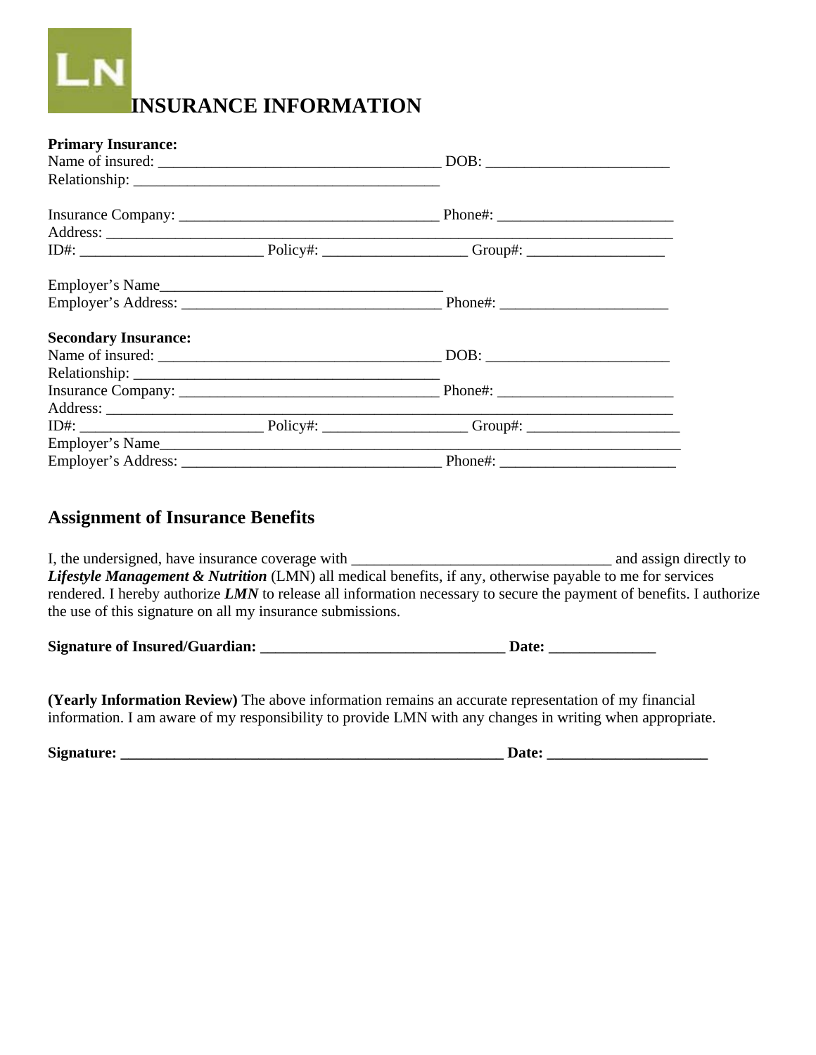LN

# INSURANCE INFORMATION

**Primary Insurance:**

Name of insured: _____________________________________ DOB: ________________________

Relationship: ________________________________________

Insurance Company: __________________________________ Phone#: ______________________

Address: ____________________________________________________________________________

ID#: ________________________ Policy#: ___________________ Group#: __________________

Employer's Name____________________________________

Employer's Address: __________________________________ Phone#: _____________________

**Secondary Insurance:**

Name of insured: _____________________________________ DOB: ________________________

Relationship: ________________________________________

Insurance Company: __________________________________ Phone#: ______________________

Address: ____________________________________________________________________________

ID#: ________________________ Policy#: ___________________ Group#: ____________________

Employer's Name______________________________________________________________________

Employer's Address: __________________________________ Phone#: _______________________

## Assignment of Insurance Benefits

I, the undersigned, have insurance coverage with __________________________________ and assign directly to ***Lifestyle Management & Nutrition*** (LMN) all medical benefits, if any, otherwise payable to me for services rendered. I hereby authorize ***LMN*** to release all information necessary to secure the payment of benefits. I authorize the use of this signature on all my insurance submissions.

**Signature of Insured/Guardian: ________________________________ Date: ______________**

**(Yearly Information Review)** The above information remains an accurate representation of my financial information. I am aware of my responsibility to provide LMN with any changes in writing when appropriate.

**Signature: __________________________________________________ Date: _____________________**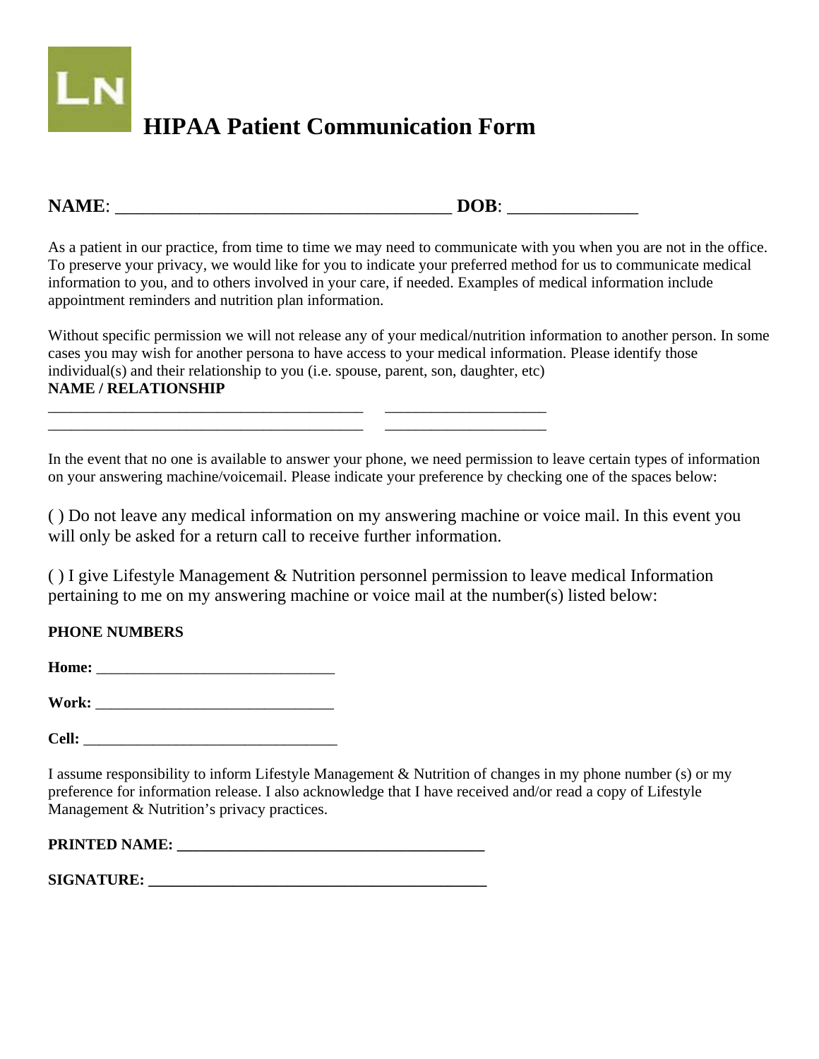LN

# HIPAA Patient Communication Form

**NAME**: ______________________________________ **DOB**: ______________

As a patient in our practice, from time to time we may need to communicate with you when you are not in the office. To preserve your privacy, we would like for you to indicate your preferred method for us to communicate medical information to you, and to others involved in your care, if needed. Examples of medical information include appointment reminders and nutrition plan information.

Without specific permission we will not release any of your medical/nutrition information to another person. In some cases you may wish for another persona to have access to your medical information. Please identify those individual(s) and their relationship to you (i.e. spouse, parent, son, daughter, etc)

**NAME / RELATIONSHIP**

____________________________________________ ____________________

____________________________________________ ____________________

In the event that no one is available to answer your phone, we need permission to leave certain types of information on your answering machine/voicemail. Please indicate your preference by checking one of the spaces below:

( ) Do not leave any medical information on my answering machine or voice mail. In this event you will only be asked for a return call to receive further information.

( ) I give Lifestyle Management & Nutrition personnel permission to leave medical Information pertaining to me on my answering machine or voice mail at the number(s) listed below:

**PHONE NUMBERS**

**Home:** ______________________________

**Work:** ______________________________

**Cell:** ________________________________

I assume responsibility to inform Lifestyle Management & Nutrition of changes in my phone number (s) or my preference for information release. I also acknowledge that I have received and/or read a copy of Lifestyle Management & Nutrition's privacy practices.

**PRINTED NAME: _______________________________________**

**SIGNATURE: ____________________________________________**